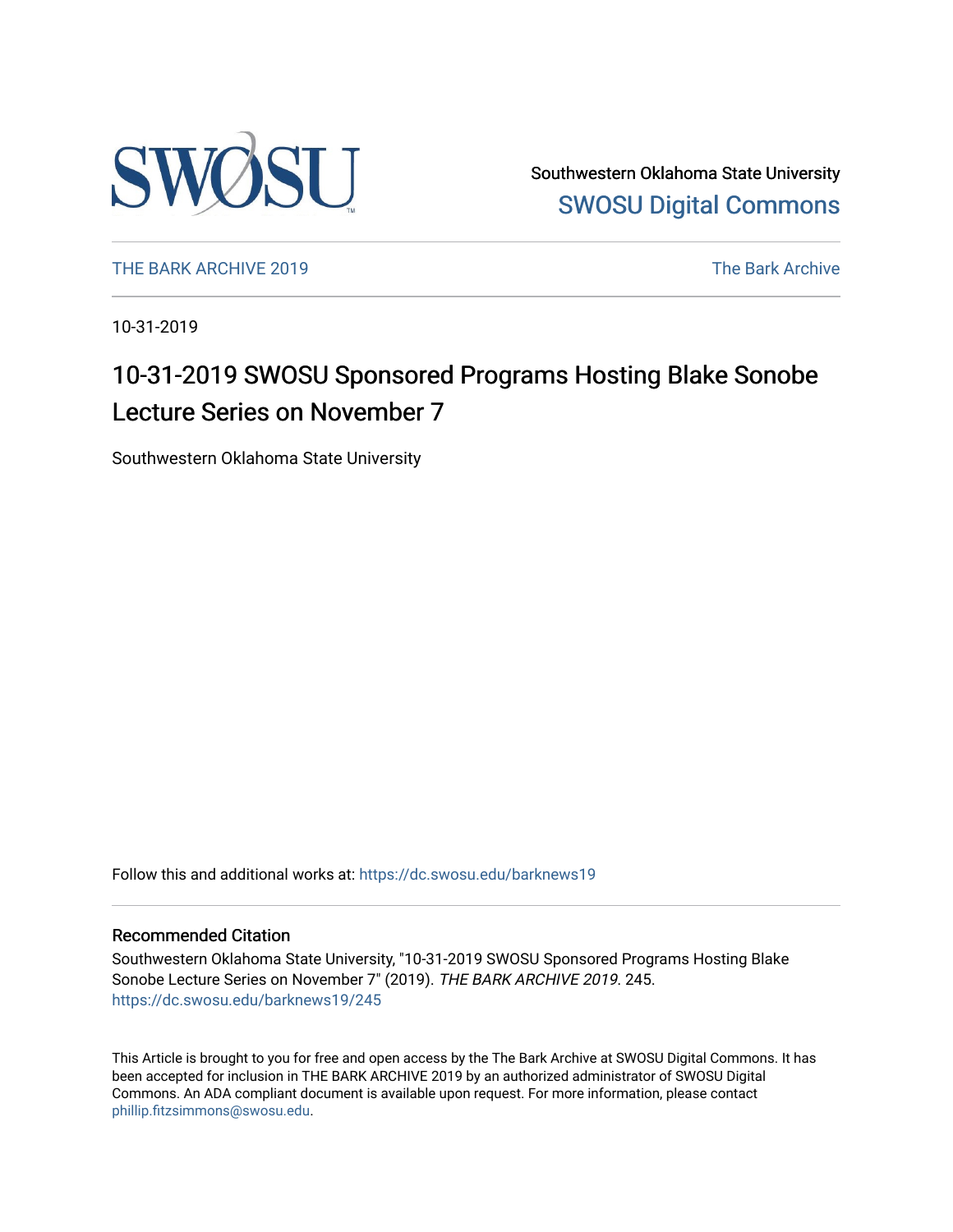Southwestern Oklahoma State University

SWOSU Digital Commons

THE BARK ARCHIVE 2019

The Bark Archive

10-31-2019

# 10-31-2019 SWOSU Sponsored Programs Hosting Blake Sonobe Lecture Series on November 7

Southwestern Oklahoma State University

Follow this and additional works at: https://dc.swosu.edu/barknews19

### Recommended Citation

Southwestern Oklahoma State University, "10-31-2019 SWOSU Sponsored Programs Hosting Blake Sonobe Lecture Series on November 7" (2019). *THE BARK ARCHIVE 2019*. 245.
https://dc.swosu.edu/barknews19/245

This Article is brought to you for free and open access by the The Bark Archive at SWOSU Digital Commons. It has been accepted for inclusion in THE BARK ARCHIVE 2019 by an authorized administrator of SWOSU Digital Commons. An ADA compliant document is available upon request. For more information, please contact phillip.fitzsimmons@swosu.edu.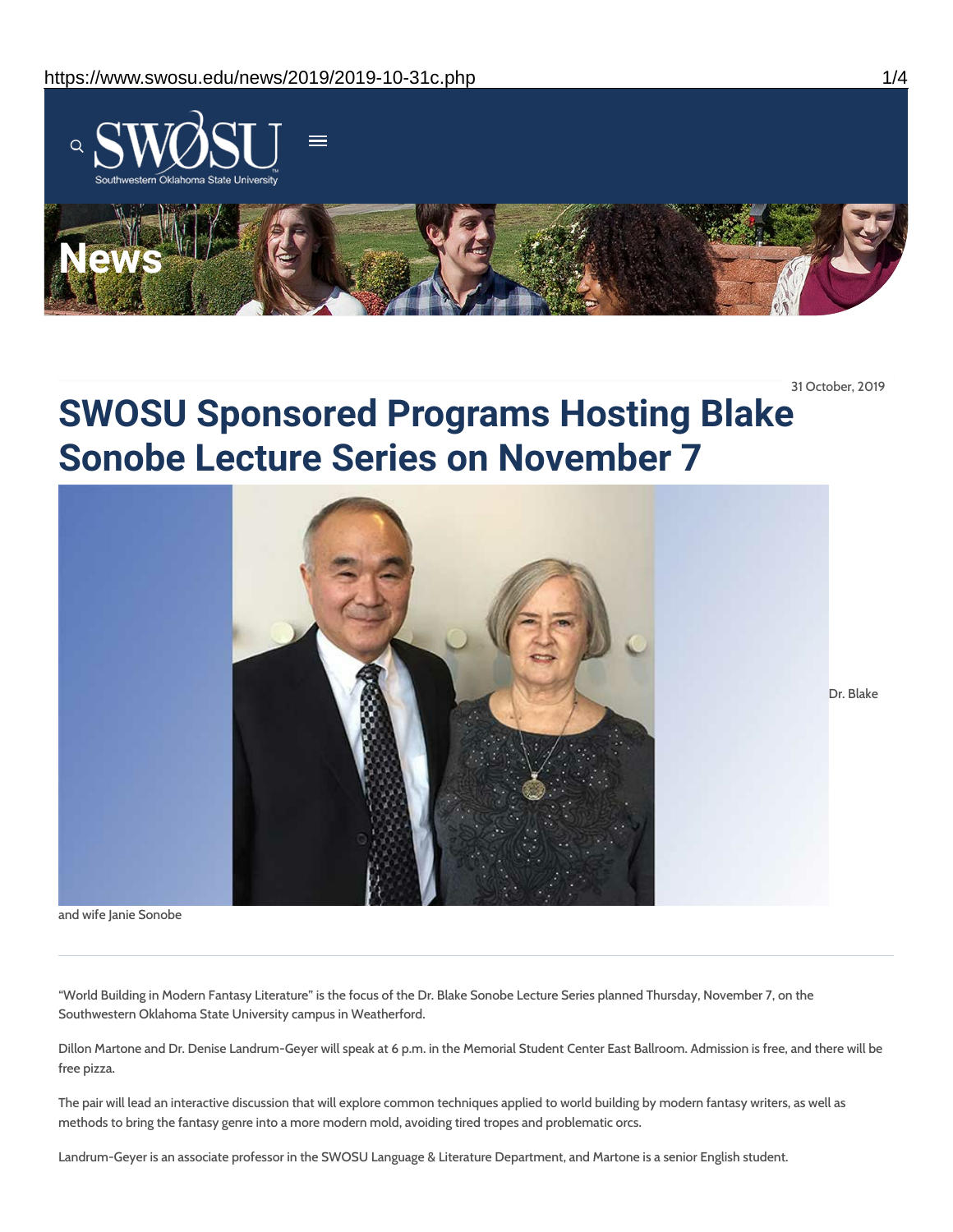31 October, 2019

# SWOSU Sponsored Programs Hosting Blake Sonobe Lecture Series on November 7

Dr. Blake and wife Janie Sonobe

"World Building in Modern Fantasy Literature" is the focus of the Dr. Blake Sonobe Lecture Series planned Thursday, November 7, on the Southwestern Oklahoma State University campus in Weatherford.

Dillon Martone and Dr. Denise Landrum-Geyer will speak at 6 p.m. in the Memorial Student Center East Ballroom. Admission is free, and there will be free pizza.

The pair will lead an interactive discussion that will explore common techniques applied to world building by modern fantasy writers, as well as methods to bring the fantasy genre into a more modern mold, avoiding tired tropes and problematic orcs.

Landrum-Geyer is an associate professor in the SWOSU Language & Literature Department, and Martone is a senior English student.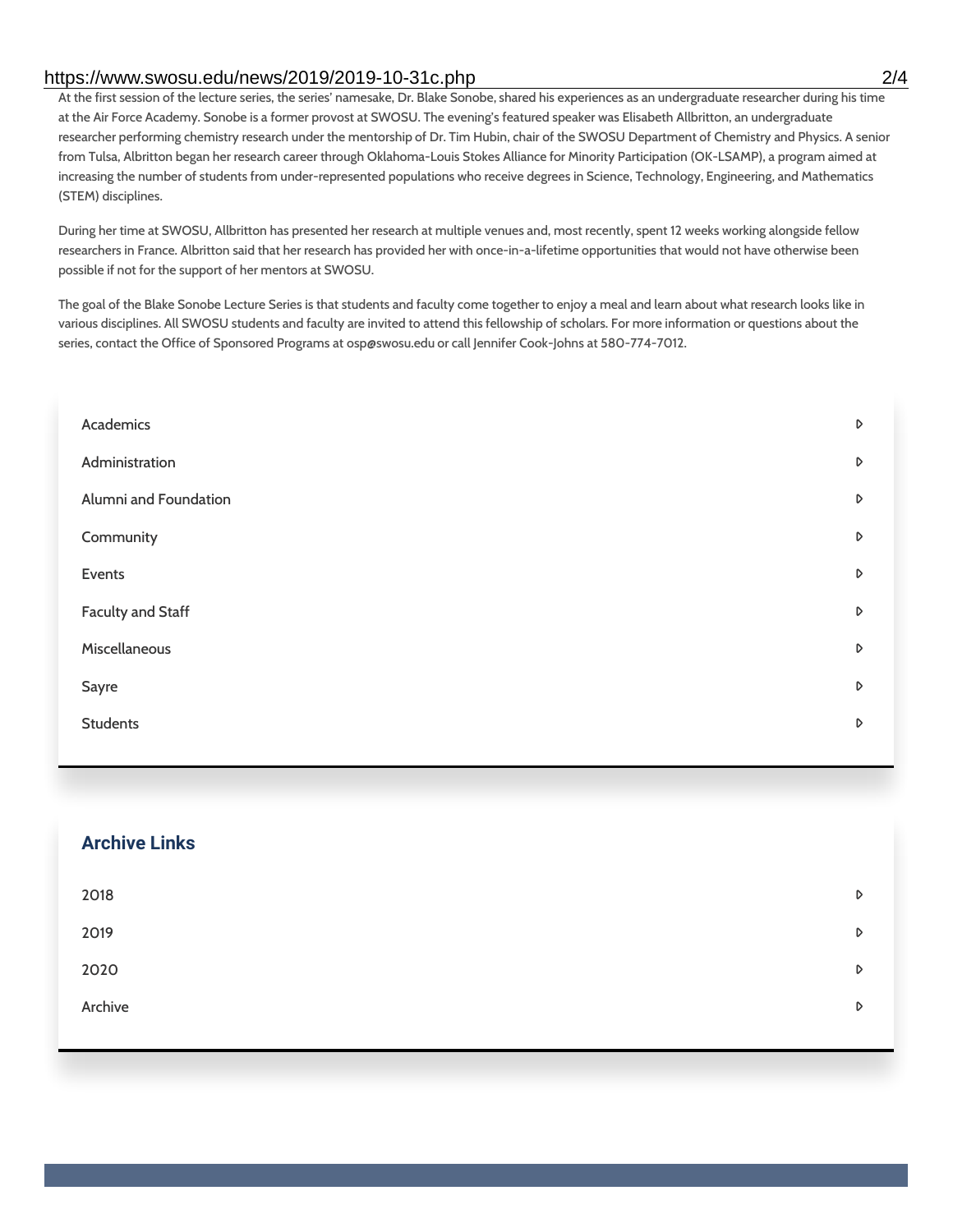At the first session of the lecture series, the series' namesake, Dr. Blake Sonobe, shared his experiences as an undergraduate researcher during his time at the Air Force Academy. Sonobe is a former provost at SWOSU. The evening's featured speaker was Elisabeth Allbritton, an undergraduate researcher performing chemistry research under the mentorship of Dr. Tim Hubin, chair of the SWOSU Department of Chemistry and Physics. A senior from Tulsa, Albritton began her research career through Oklahoma-Louis Stokes Alliance for Minority Participation (OK-LSAMP), a program aimed at increasing the number of students from under-represented populations who receive degrees in Science, Technology, Engineering, and Mathematics (STEM) disciplines.

During her time at SWOSU, Allbritton has presented her research at multiple venues and, most recently, spent 12 weeks working alongside fellow researchers in France. Albritton said that her research has provided her with once-in-a-lifetime opportunities that would not have otherwise been possible if not for the support of her mentors at SWOSU.

The goal of the Blake Sonobe Lecture Series is that students and faculty come together to enjoy a meal and learn about what research looks like in various disciplines. All SWOSU students and faculty are invited to attend this fellowship of scholars. For more information or questions about the series, contact the Office of Sponsored Programs at osp@swosu.edu or call Jennifer Cook-Johns at 580-774-7012.

- Academics
- Administration
- Alumni and Foundation
- Community
- Events
- Faculty and Staff
- Miscellaneous
- Sayre
- Students

## Archive Links

- 2018
- 2019
- 2020
- Archive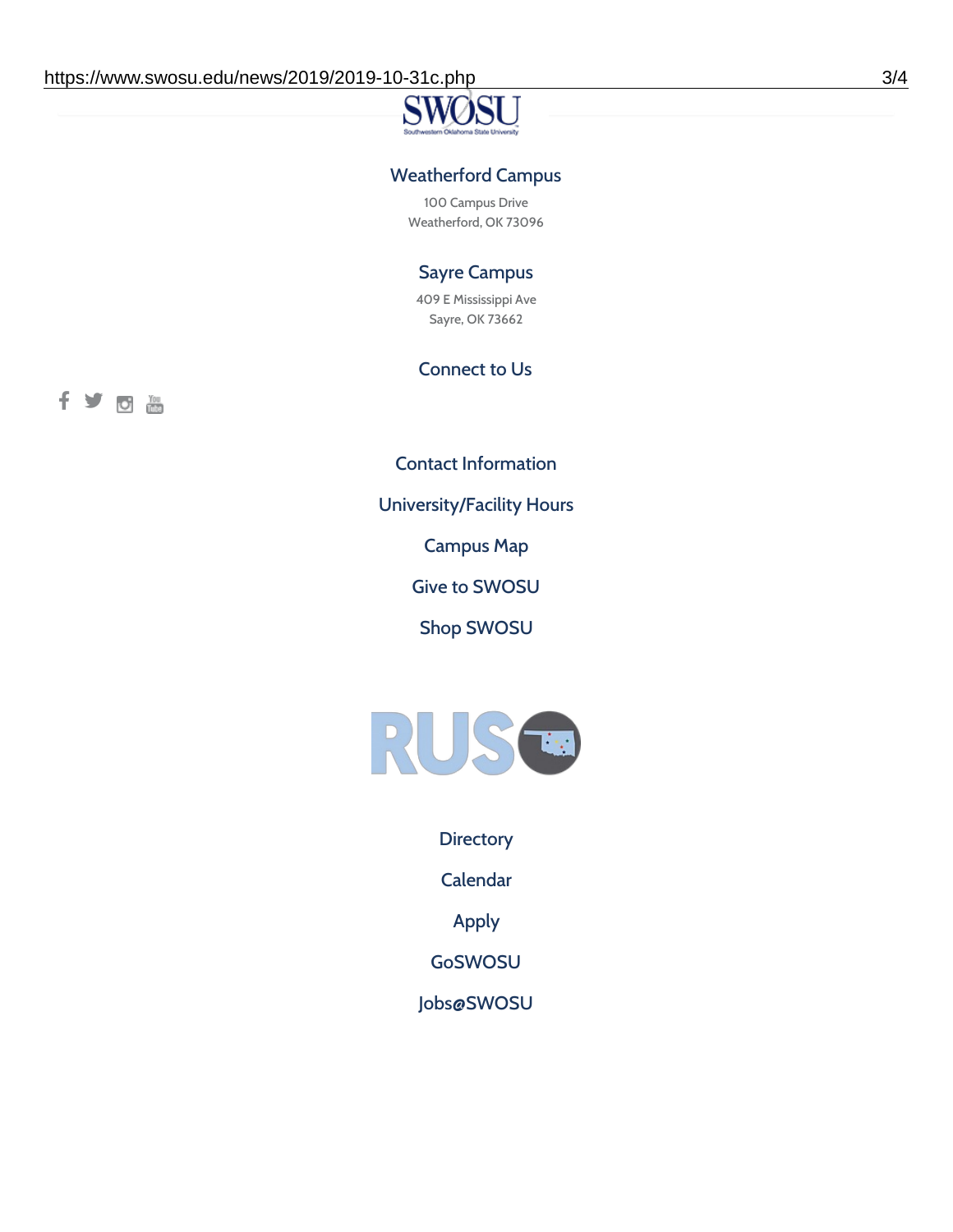### Weatherford Campus

100 Campus Drive
Weatherford, OK 73096

### Sayre Campus

409 E Mississippi Ave
Sayre, OK 73662

### Connect to Us

Contact Information

University/Facility Hours

Campus Map

Give to SWOSU

Shop SWOSU

Directory

Calendar

Apply

GoSWOSU

Jobs@SWOSU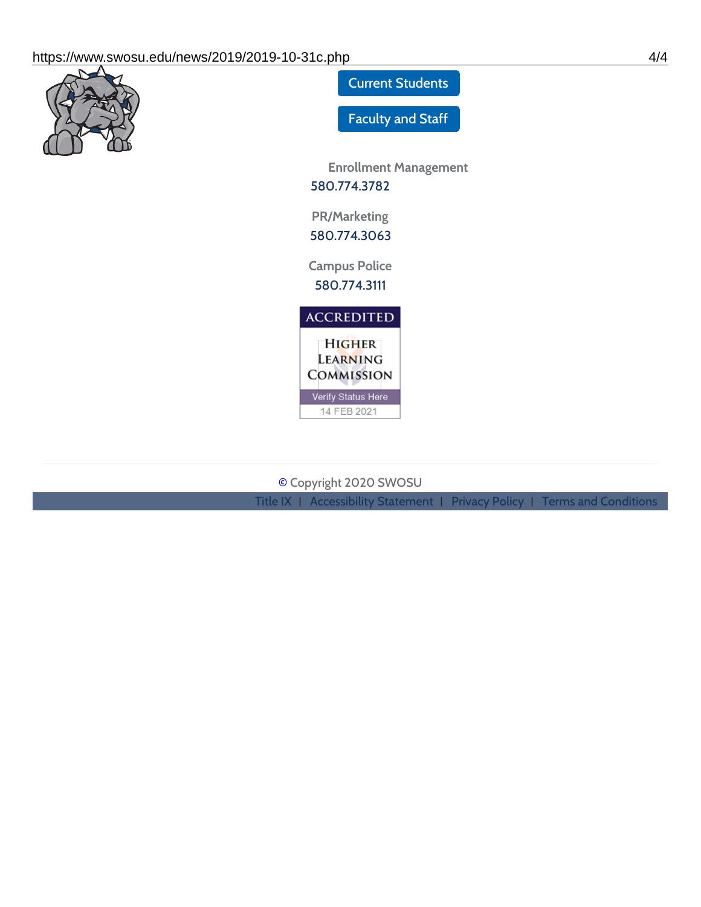Current Students

Faculty and Staff

Enrollment Management
580.774.3782

PR/Marketing
580.774.3063

Campus Police
580.774.3111

ACCREDITED

HIGHER LEARNING COMMISSION

Verify Status Here

14 FEB 2021

© Copyright 2020 SWOSU

Title IX | Accessibility Statement | Privacy Policy | Terms and Conditions